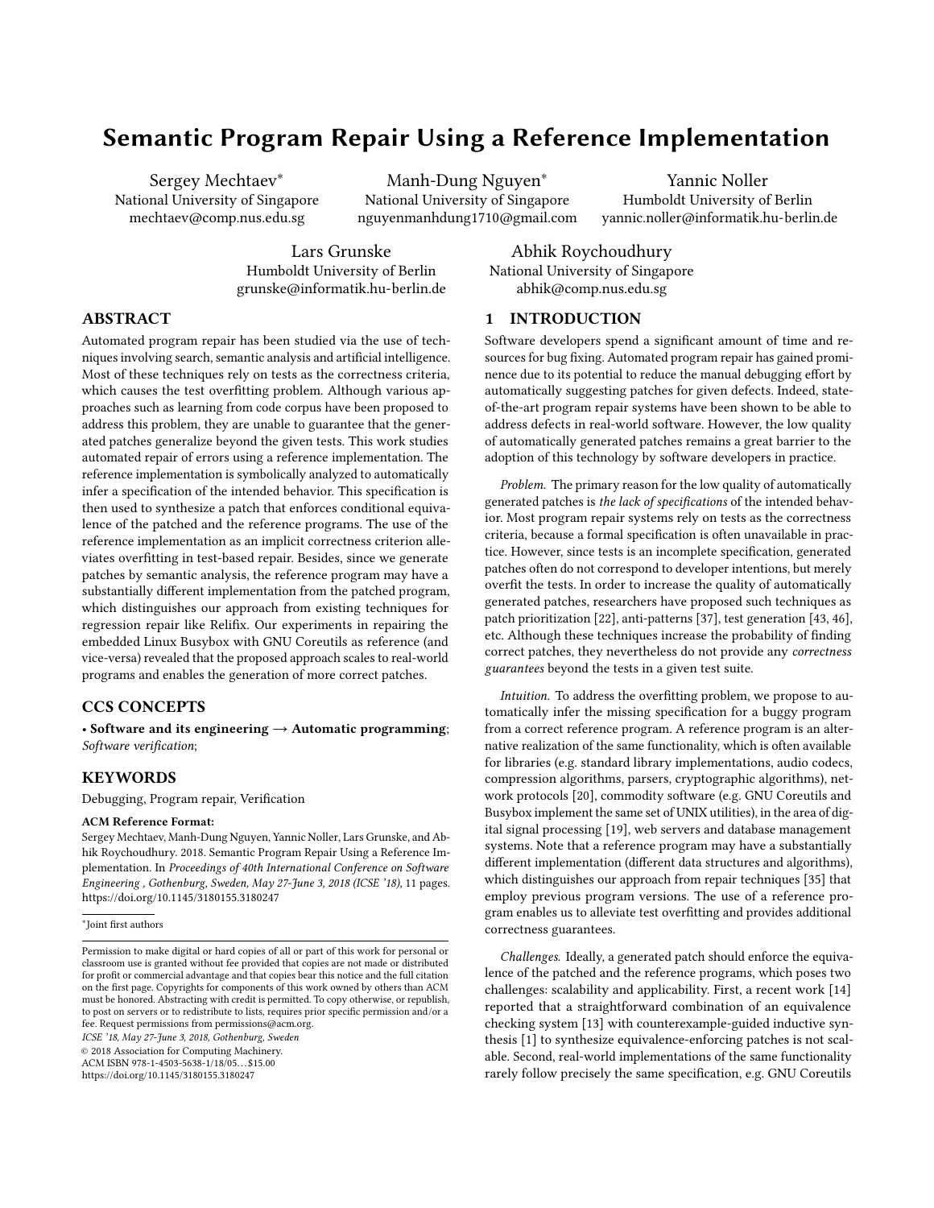# Semantic Program Repair Using a Reference Implementation

Sergey Mechtaev*
National University of Singapore
mechtaev@comp.nus.edu.sg

Manh-Dung Nguyen*
National University of Singapore
nguyenmanhdung1710@gmail.com

Yannic Noller
Humboldt University of Berlin
yannic.noller@informatik.hu-berlin.de

Lars Grunske
Humboldt University of Berlin
grunske@informatik.hu-berlin.de

Abhik Roychoudhury
National University of Singapore
abhik@comp.nus.edu.sg

## ABSTRACT

Automated program repair has been studied via the use of techniques involving search, semantic analysis and artificial intelligence. Most of these techniques rely on tests as the correctness criteria, which causes the test overfitting problem. Although various approaches such as learning from code corpus have been proposed to address this problem, they are unable to guarantee that the generated patches generalize beyond the given tests. This work studies automated repair of errors using a reference implementation. The reference implementation is symbolically analyzed to automatically infer a specification of the intended behavior. This specification is then used to synthesize a patch that enforces conditional equivalence of the patched and the reference programs. The use of the reference implementation as an implicit correctness criterion alleviates overfitting in test-based repair. Besides, since we generate patches by semantic analysis, the reference program may have a substantially different implementation from the patched program, which distinguishes our approach from existing techniques for regression repair like Relifix. Our experiments in repairing the embedded Linux Busybox with GNU Coreutils as reference (and vice-versa) revealed that the proposed approach scales to real-world programs and enables the generation of more correct patches.

## CCS CONCEPTS

• **Software and its engineering → Automatic programming**; *Software verification*;

## KEYWORDS

Debugging, Program repair, Verification

**ACM Reference Format:**

Sergey Mechtaev, Manh-Dung Nguyen, Yannic Noller, Lars Grunske, and Abhik Roychoudhury. 2018. Semantic Program Repair Using a Reference Implementation. In *Proceedings of 40th International Conference on Software Engineering , Gothenburg, Sweden, May 27-June 3, 2018 (ICSE '18),* 11 pages. https://doi.org/10.1145/3180155.3180247

*Joint first authors

Permission to make digital or hard copies of all or part of this work for personal or classroom use is granted without fee provided that copies are not made or distributed for profit or commercial advantage and that copies bear this notice and the full citation on the first page. Copyrights for components of this work owned by others than ACM must be honored. Abstracting with credit is permitted. To copy otherwise, or republish, to post on servers or to redistribute to lists, requires prior specific permission and/or a fee. Request permissions from permissions@acm.org.
ICSE '18, May 27-June 3, 2018, Gothenburg, Sweden
© 2018 Association for Computing Machinery.
ACM ISBN 978-1-4503-5638-1/18/05…$15.00
https://doi.org/10.1145/3180155.3180247

## 1 INTRODUCTION

Software developers spend a significant amount of time and resources for bug fixing. Automated program repair has gained prominence due to its potential to reduce the manual debugging effort by automatically suggesting patches for given defects. Indeed, state-of-the-art program repair systems have been shown to be able to address defects in real-world software. However, the low quality of automatically generated patches remains a great barrier to the adoption of this technology by software developers in practice.

*Problem.* The primary reason for the low quality of automatically generated patches is *the lack of specifications* of the intended behavior. Most program repair systems rely on tests as the correctness criteria, because a formal specification is often unavailable in practice. However, since tests is an incomplete specification, generated patches often do not correspond to developer intentions, but merely overfit the tests. In order to increase the quality of automatically generated patches, researchers have proposed such techniques as patch prioritization [22], anti-patterns [37], test generation [43, 46], etc. Although these techniques increase the probability of finding correct patches, they nevertheless do not provide any *correctness guarantees* beyond the tests in a given test suite.

*Intuition.* To address the overfitting problem, we propose to automatically infer the missing specification for a buggy program from a correct reference program. A reference program is an alternative realization of the same functionality, which is often available for libraries (e.g. standard library implementations, audio codecs, compression algorithms, parsers, cryptographic algorithms), network protocols [20], commodity software (e.g. GNU Coreutils and Busybox implement the same set of UNIX utilities), in the area of digital signal processing [19], web servers and database management systems. Note that a reference program may have a substantially different implementation (different data structures and algorithms), which distinguishes our approach from repair techniques [35] that employ previous program versions. The use of a reference program enables us to alleviate test overfitting and provides additional correctness guarantees.

*Challenges.* Ideally, a generated patch should enforce the equivalence of the patched and the reference programs, which poses two challenges: scalability and applicability. First, a recent work [14] reported that a straightforward combination of an equivalence checking system [13] with counterexample-guided inductive synthesis [1] to synthesize equivalence-enforcing patches is not scalable. Second, real-world implementations of the same functionality rarely follow precisely the same specification, e.g. GNU Coreutils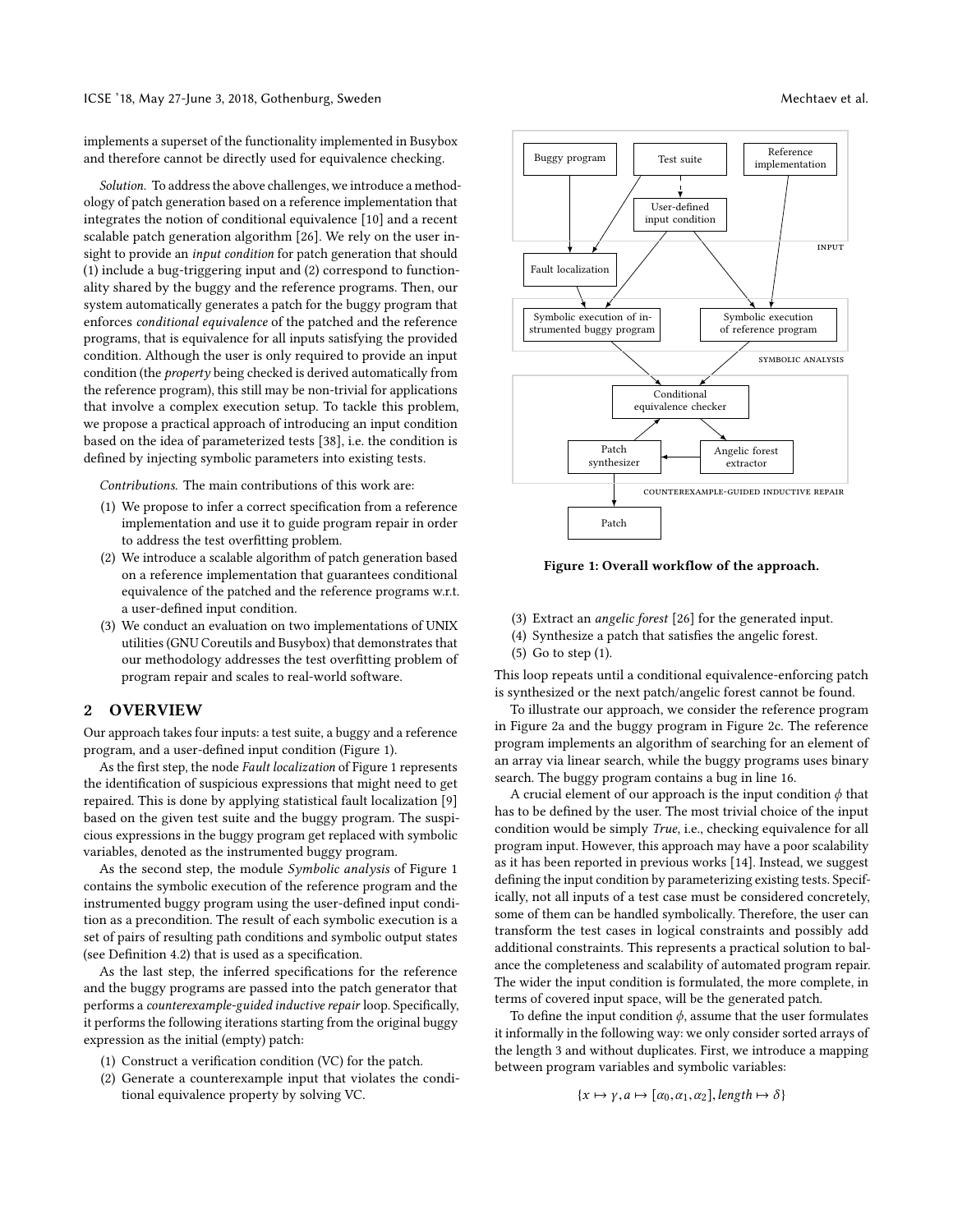implements a superset of the functionality implemented in Busybox and therefore cannot be directly used for equivalence checking.

*Solution.* To address the above challenges, we introduce a methodology of patch generation based on a reference implementation that integrates the notion of conditional equivalence [10] and a recent scalable patch generation algorithm [26]. We rely on the user insight to provide an *input condition* for patch generation that should (1) include a bug-triggering input and (2) correspond to functionality shared by the buggy and the reference programs. Then, our system automatically generates a patch for the buggy program that enforces *conditional equivalence* of the patched and the reference programs, that is equivalence for all inputs satisfying the provided condition. Although the user is only required to provide an input condition (the *property* being checked is derived automatically from the reference program), this still may be non-trivial for applications that involve a complex execution setup. To tackle this problem, we propose a practical approach of introducing an input condition based on the idea of parameterized tests [38], i.e. the condition is defined by injecting symbolic parameters into existing tests.

*Contributions.* The main contributions of this work are:

1. We propose to infer a correct specification from a reference implementation and use it to guide program repair in order to address the test overfitting problem.
2. We introduce a scalable algorithm of patch generation based on a reference implementation that guarantees conditional equivalence of the patched and the reference programs w.r.t. a user-defined input condition.
3. We conduct an evaluation on two implementations of UNIX utilities (GNU Coreutils and Busybox) that demonstrates that our methodology addresses the test overfitting problem of program repair and scales to real-world software.

## 2 OVERVIEW

Our approach takes four inputs: a test suite, a buggy and a reference program, and a user-defined input condition (Figure 1).

As the first step, the node *Fault localization* of Figure 1 represents the identification of suspicious expressions that might need to get repaired. This is done by applying statistical fault localization [9] based on the given test suite and the buggy program. The suspicious expressions in the buggy program get replaced with symbolic variables, denoted as the instrumented buggy program.

As the second step, the module *Symbolic analysis* of Figure 1 contains the symbolic execution of the reference program and the instrumented buggy program using the user-defined input condition as a precondition. The result of each symbolic execution is a set of pairs of resulting path conditions and symbolic output states (see Definition 4.2) that is used as a specification.

As the last step, the inferred specifications for the reference and the buggy programs are passed into the patch generator that performs a *counterexample-guided inductive repair* loop. Specifically, it performs the following iterations starting from the original buggy expression as the initial (empty) patch:

1. Construct a verification condition (VC) for the patch.
2. Generate a counterexample input that violates the conditional equivalence property by solving VC.
3. Extract an *angelic forest* [26] for the generated input.
4. Synthesize a patch that satisfies the angelic forest.
5. Go to step (1).

This loop repeats until a conditional equivalence-enforcing patch is synthesized or the next patch/angelic forest cannot be found.

Buggy program | Test suite | Reference implementation | User-defined input condition | INPUT | Fault localization | Symbolic execution of instrumented buggy program | Symbolic execution of reference program | SYMBOLIC ANALYSIS | Conditional equivalence checker | Patch synthesizer | Angelic forest extractor | COUNTEREXAMPLE-GUIDED INDUCTIVE REPAIR | Patch

**Figure 1: Overall workflow of the approach.**

To illustrate our approach, we consider the reference program in Figure 2a and the buggy program in Figure 2c. The reference program implements an algorithm of searching for an element of an array via linear search, while the buggy programs uses binary search. The buggy program contains a bug in line 16.

A crucial element of our approach is the input condition $\phi$ that has to be defined by the user. The most trivial choice of the input condition would be simply *True*, i.e., checking equivalence for all program input. However, this approach may have a poor scalability as it has been reported in previous works [14]. Instead, we suggest defining the input condition by parameterizing existing tests. Specifically, not all inputs of a test case must be considered concretely, some of them can be handled symbolically. Therefore, the user can transform the test cases in logical constraints and possibly add additional constraints. This represents a practical solution to balance the completeness and scalability of automated program repair. The wider the input condition is formulated, the more complete, in terms of covered input space, will be the generated patch.

To define the input condition $\phi$, assume that the user formulates it informally in the following way: we only consider sorted arrays of the length 3 and without duplicates. First, we introduce a mapping between program variables and symbolic variables:

$$\{x \mapsto \gamma, a \mapsto [\alpha_0, \alpha_1, \alpha_2], length \mapsto \delta\}$$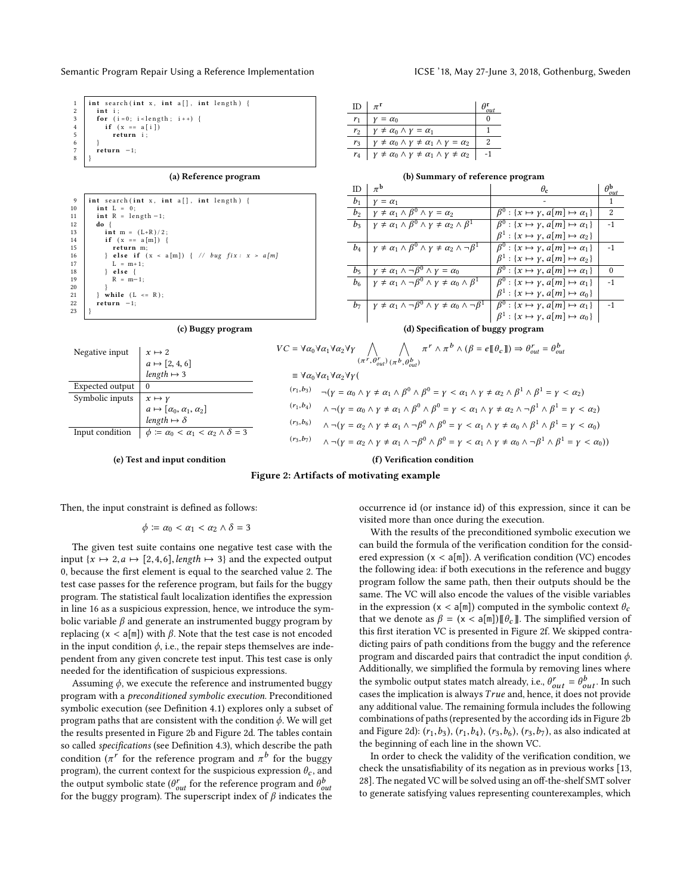```c
1  int search(int x, int a[], int length) {
2    int i;
3    for (i=0; i<length; i++) {
4      if (x == a[i])
5        return i;
6    }
7    return -1;
8  }
```

**(a) Reference program**

| ID | $\pi^{\mathbf{r}}$ | $\theta^{\mathbf{r}}_{out}$ |
|---|---|---|
| $r_1$ | $\gamma = \alpha_0$ | 0 |
| $r_2$ | $\gamma \neq \alpha_0 \land \gamma = \alpha_1$ | 1 |
| $r_3$ | $\gamma \neq \alpha_0 \land \gamma \neq \alpha_1 \land \gamma = \alpha_2$ | 2 |
| $r_4$ | $\gamma \neq \alpha_0 \land \gamma \neq \alpha_1 \land \gamma \neq \alpha_2$ | -1 |

**(b) Summary of reference program**

```c
9  int search(int x, int a[], int length) {
10   int L = 0;
11   int R = length-1;
12   do {
13     int m = (L+R)/2;
14     if (x == a[m]) {
15       return m;
16     } else if (x < a[m]) { // bug fix: x > a[m]
17       L = m+1;
18     } else {
19       R = m-1;
20     }
21   } while (L <= R);
22   return -1;
23 }
```

**(c) Buggy program**

| ID | $\pi^{\mathbf{b}}$ | $\theta_{\mathbf{c}}$ | $\theta^{\mathbf{b}}_{out}$ |
|---|---|---|---|
| $b_1$ | $\gamma = \alpha_1$ | - | 1 |
| $b_2$ | $\gamma \neq \alpha_1 \land \beta^0 \land \gamma = \alpha_2$ | $\beta^0 : \{x \mapsto \gamma, a[m] \mapsto \alpha_1\}$ | 2 |
| $b_3$ | $\gamma \neq \alpha_1 \land \beta^0 \land \gamma \neq \alpha_2 \land \beta^1$ | $\beta^0 : \{x \mapsto \gamma, a[m] \mapsto \alpha_1\}$ <br> $\beta^1 : \{x \mapsto \gamma, a[m] \mapsto \alpha_2\}$ | -1 |
| $b_4$ | $\gamma \neq \alpha_1 \land \beta^0 \land \gamma \neq \alpha_2 \land \neg\beta^1$ | $\beta^0 : \{x \mapsto \gamma, a[m] \mapsto \alpha_1\}$ <br> $\beta^1 : \{x \mapsto \gamma, a[m] \mapsto \alpha_2\}$ | -1 |
| $b_5$ | $\gamma \neq \alpha_1 \land \neg\beta^0 \land \gamma = \alpha_0$ | $\beta^0 : \{x \mapsto \gamma, a[m] \mapsto \alpha_1\}$ | 0 |
| $b_6$ | $\gamma \neq \alpha_1 \land \neg\beta^0 \land \gamma \neq \alpha_0 \land \beta^1$ | $\beta^0 : \{x \mapsto \gamma, a[m] \mapsto \alpha_1\}$ <br> $\beta^1 : \{x \mapsto \gamma, a[m] \mapsto \alpha_0\}$ | -1 |
| $b_7$ | $\gamma \neq \alpha_1 \land \neg\beta^0 \land \gamma \neq \alpha_0 \land \neg\beta^1$ | $\beta^0 : \{x \mapsto \gamma, a[m] \mapsto \alpha_1\}$ <br> $\beta^1 : \{x \mapsto \gamma, a[m] \mapsto \alpha_0\}$ | -1 |

**(d) Specification of buggy program**

| | |
|---|---|
| Negative input | $x \mapsto 2$ <br> $a \mapsto [2, 4, 6]$ <br> $length \mapsto 3$ |
| Expected output | 0 |
| Symbolic inputs | $x \mapsto \gamma$ <br> $a \mapsto [\alpha_0, \alpha_1, \alpha_2]$ <br> $length \mapsto \delta$ |
| Input condition | $\phi := \alpha_0 < \alpha_1 < \alpha_2 \land \delta = 3$ |

**(e) Test and input condition**

$$VC = \forall\alpha_0\forall\alpha_1\forall\alpha_2\forall\gamma \bigwedge_{(\pi^r,\theta^r_{out})} \bigwedge_{(\pi^b,\theta^b_{out})} \pi^r \land \pi^b \land (\beta = e[\![\theta_c]\!]) \Rightarrow \theta^r_{out} = \theta^b_{out}$$

$$\begin{aligned}
&\equiv \forall\alpha_0\forall\alpha_1\forall\alpha_2\forall\gamma( \\
&^{(r_1,b_3)} \quad \neg(\gamma = \alpha_0 \land \gamma \neq \alpha_1 \land \beta^0 \land \beta^0 = \gamma < \alpha_1 \land \gamma \neq \alpha_2 \land \beta^1 \land \beta^1 = \gamma < \alpha_2) \\
&^{(r_1,b_4)} \quad \land\neg(\gamma = \alpha_0 \land \gamma \neq \alpha_1 \land \beta^0 \land \beta^0 = \gamma < \alpha_1 \land \gamma \neq \alpha_2 \land \neg\beta^1 \land \beta^1 = \gamma < \alpha_2) \\
&^{(r_3,b_6)} \quad \land\neg(\gamma = \alpha_2 \land \gamma \neq \alpha_1 \land \neg\beta^0 \land \beta^0 = \gamma < \alpha_1 \land \gamma \neq \alpha_0 \land \beta^1 \land \beta^1 = \gamma < \alpha_0) \\
&^{(r_3,b_7)} \quad \land\neg(\gamma = \alpha_2 \land \gamma \neq \alpha_1 \land \neg\beta^0 \land \beta^0 = \gamma < \alpha_1 \land \gamma \neq \alpha_0 \land \neg\beta^1 \land \beta^1 = \gamma < \alpha_0))
\end{aligned}$$

**(f) Verification condition**

**Figure 2: Artifacts of motivating example**

Then, the input constraint is defined as follows:

$$\phi := \alpha_0 < \alpha_1 < \alpha_2 \land \delta = 3$$

The given test suite contains one negative test case with the input $\{x \mapsto 2, a \mapsto [2, 4, 6], length \mapsto 3\}$ and the expected output 0, because the first element is equal to the searched value 2. The test case passes for the reference program, but fails for the buggy program. The statistical fault localization identifies the expression in line 16 as a suspicious expression, hence, we introduce the symbolic variable $\beta$ and generate an instrumented buggy program by replacing (x < a[m]) with $\beta$. Note that the test case is not encoded in the input condition $\phi$, i.e., the repair steps themselves are independent from any given concrete test input. This test case is only needed for the identification of suspicious expressions.

Assuming $\phi$, we execute the reference and instrumented buggy program with a *preconditioned symbolic execution*. Preconditioned symbolic execution (see Definition 4.1) explores only a subset of program paths that are consistent with the condition $\phi$. We will get the results presented in Figure 2b and Figure 2d. The tables contain so called *specifications* (see Definition 4.3), which describe the path condition ($\pi^r$ for the reference program and $\pi^b$ for the buggy program), the current context for the suspicious expression $\theta_c$, and the output symbolic state ($\theta^r_{out}$ for the reference program and $\theta^b_{out}$ for the buggy program). The superscript index of $\beta$ indicates the occurrence id (or instance id) of this expression, since it can be visited more than once during the execution.

With the results of the preconditioned symbolic execution we can build the formula of the verification condition for the considered expression (x < a[m]). A verification condition (VC) encodes the following idea: if both executions in the reference and buggy program follow the same path, then their outputs should be the same. The VC will also encode the values of the visible variables in the expression (x < a[m]) computed in the symbolic context $\theta_c$ that we denote as $\beta = (\texttt{x < a[m]})[\![\theta_c]\!]$. The simplified version of this first iteration VC is presented in Figure 2f. We skipped contradicting pairs of path conditions from the buggy and the reference program and discarded pairs that contradict the input condition $\phi$. Additionally, we simplified the formula by removing lines where the symbolic output states match already, i.e., $\theta^r_{out} = \theta^b_{out}$. In such cases the implication is always *True* and, hence, it does not provide any additional value. The remaining formula includes the following combinations of paths (represented by the according ids in Figure 2b and Figure 2d): $(r_1, b_3)$, $(r_1, b_4)$, $(r_3, b_6)$, $(r_3, b_7)$, as also indicated at the beginning of each line in the shown VC.

In order to check the validity of the verification condition, we check the unsatisfiability of its negation as in previous works [13, 28]. The negated VC will be solved using an off-the-shelf SMT solver to generate satisfying values representing counterexamples, which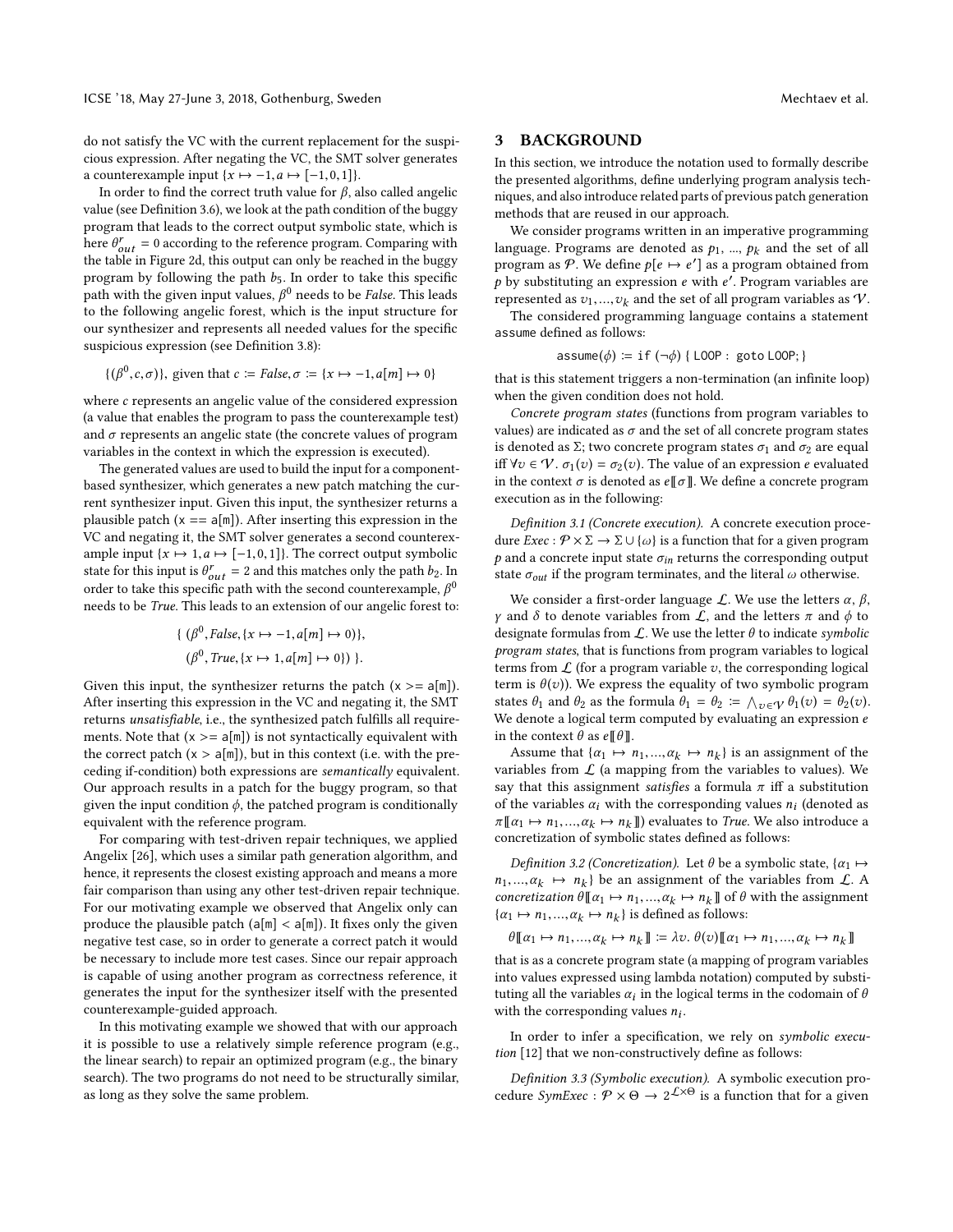do not satisfy the VC with the current replacement for the suspicious expression. After negating the VC, the SMT solver generates a counterexample input $\{x \mapsto -1, a \mapsto [-1, 0, 1]\}$.

In order to find the correct truth value for $\beta$, also called angelic value (see Definition 3.6), we look at the path condition of the buggy program that leads to the correct output symbolic state, which is here $\theta^r_{out} = 0$ according to the reference program. Comparing with the table in Figure 2d, this output can only be reached in the buggy program by following the path $b_5$. In order to take this specific path with the given input values, $\beta^0$ needs to be *False*. This leads to the following angelic forest, which is the input structure for our synthesizer and represents all needed values for the specific suspicious expression (see Definition 3.8):

$$\{(\beta^0, c, \sigma)\}, \text{ given that } c := \mathit{False}, \sigma := \{x \mapsto -1, a[m] \mapsto 0\}$$

where $c$ represents an angelic value of the considered expression (a value that enables the program to pass the counterexample test) and $\sigma$ represents an angelic state (the concrete values of program variables in the context in which the expression is executed).

The generated values are used to build the input for a component-based synthesizer, which generates a new patch matching the current synthesizer input. Given this input, the synthesizer returns a plausible patch (x == a[m]). After inserting this expression in the VC and negating it, the SMT solver generates a second counterexample input $\{x \mapsto 1, a \mapsto [-1, 0, 1]\}$. The correct output symbolic state for this input is $\theta^r_{out} = 2$ and this matches only the path $b_2$. In order to take this specific path with the second counterexample, $\beta^0$ needs to be *True*. This leads to an extension of our angelic forest to:

$$\{\ (\beta^0, \mathit{False}, \{x \mapsto -1, a[m] \mapsto 0\}),$$
$$(\beta^0, \mathit{True}, \{x \mapsto 1, a[m] \mapsto 0\})\ \}.$$

Given this input, the synthesizer returns the patch (x >= a[m]). After inserting this expression in the VC and negating it, the SMT returns *unsatisfiable*, i.e., the synthesized patch fulfills all requirements. Note that (x >= a[m]) is not syntactically equivalent with the correct patch (x > a[m]), but in this context (i.e. with the preceding if-condition) both expressions are *semantically* equivalent. Our approach results in a patch for the buggy program, so that given the input condition $\phi$, the patched program is conditionally equivalent with the reference program.

For comparing with test-driven repair techniques, we applied Angelix [26], which uses a similar path generation algorithm, and hence, it represents the closest existing approach and means a more fair comparison than using any other test-driven repair technique. For our motivating example we observed that Angelix only can produce the plausible patch (a[m] < a[m]). It fixes only the given negative test case, so in order to generate a correct patch it would be necessary to include more test cases. Since our repair approach is capable of using another program as correctness reference, it generates the input for the synthesizer itself with the presented counterexample-guided approach.

In this motivating example we showed that with our approach it is possible to use a relatively simple reference program (e.g., the linear search) to repair an optimized program (e.g., the binary search). The two programs do not need to be structurally similar, as long as they solve the same problem.

## 3 BACKGROUND

In this section, we introduce the notation used to formally describe the presented algorithms, define underlying program analysis techniques, and also introduce related parts of previous patch generation methods that are reused in our approach.

We consider programs written in an imperative programming language. Programs are denoted as $p_1$, ..., $p_k$ and the set of all program as $\mathcal{P}$. We define $p[e \mapsto e']$ as a program obtained from $p$ by substituting an expression $e$ with $e'$. Program variables are represented as $v_1, ..., v_k$ and the set of all program variables as $\mathcal{V}$.

The considered programming language contains a statement assume defined as follows:

$$\texttt{assume}(\phi) := \texttt{if}\ (\neg\phi)\ \{\ \texttt{LOOP: goto LOOP;}\ \}$$

that is this statement triggers a non-termination (an infinite loop) when the given condition does not hold.

*Concrete program states* (functions from program variables to values) are indicated as $\sigma$ and the set of all concrete program states is denoted as $\Sigma$; two concrete program states $\sigma_1$ and $\sigma_2$ are equal iff $\forall v \in \mathcal{V}.\ \sigma_1(v) = \sigma_2(v)$. The value of an expression $e$ evaluated in the context $\sigma$ is denoted as $e[\![\sigma]\!]$. We define a concrete program execution as in the following:

*Definition 3.1 (Concrete execution).* A concrete execution procedure $\mathit{Exec} : \mathcal{P} \times \Sigma \to \Sigma \cup \{\omega\}$ is a function that for a given program $p$ and a concrete input state $\sigma_{in}$ returns the corresponding output state $\sigma_{out}$ if the program terminates, and the literal $\omega$ otherwise.

We consider a first-order language $\mathcal{L}$. We use the letters $\alpha$, $\beta$, $\gamma$ and $\delta$ to denote variables from $\mathcal{L}$, and the letters $\pi$ and $\phi$ to designate formulas from $\mathcal{L}$. We use the letter $\theta$ to indicate *symbolic program states*, that is functions from program variables to logical terms from $\mathcal{L}$ (for a program variable $v$, the corresponding logical term is $\theta(v)$). We express the equality of two symbolic program states $\theta_1$ and $\theta_2$ as the formula $\theta_1 = \theta_2 := \bigwedge_{v \in \mathcal{V}} \theta_1(v) = \theta_2(v)$. We denote a logical term computed by evaluating an expression $e$ in the context $\theta$ as $e[\![\theta]\!]$.

Assume that $\{\alpha_1 \mapsto n_1, ..., \alpha_k \mapsto n_k\}$ is an assignment of the variables from $\mathcal{L}$ (a mapping from the variables to values). We say that this assignment *satisfies* a formula $\pi$ iff a substitution of the variables $\alpha_i$ with the corresponding values $n_i$ (denoted as $\pi[\![\alpha_1 \mapsto n_1, ..., \alpha_k \mapsto n_k]\!]$) evaluates to *True*. We also introduce a concretization of symbolic states defined as follows:

*Definition 3.2 (Concretization).* Let $\theta$ be a symbolic state, $\{\alpha_1 \mapsto n_1, ..., \alpha_k \mapsto n_k\}$ be an assignment of the variables from $\mathcal{L}$. A *concretization* $\theta[\![\alpha_1 \mapsto n_1, ..., \alpha_k \mapsto n_k]\!]$ of $\theta$ with the assignment $\{\alpha_1 \mapsto n_1, ..., \alpha_k \mapsto n_k\}$ is defined as follows:

$$\theta[\![\alpha_1 \mapsto n_1, ..., \alpha_k \mapsto n_k]\!] := \lambda v.\ \theta(v)[\![\alpha_1 \mapsto n_1, ..., \alpha_k \mapsto n_k]\!]$$

that is as a concrete program state (a mapping of program variables into values expressed using lambda notation) computed by substituting all the variables $\alpha_i$ in the logical terms in the codomain of $\theta$ with the corresponding values $n_i$.

In order to infer a specification, we rely on *symbolic execution* [12] that we non-constructively define as follows:

*Definition 3.3 (Symbolic execution).* A symbolic execution procedure $\mathit{SymExec} : \mathcal{P} \times \Theta \to 2^{\mathcal{L} \times \Theta}$ is a function that for a given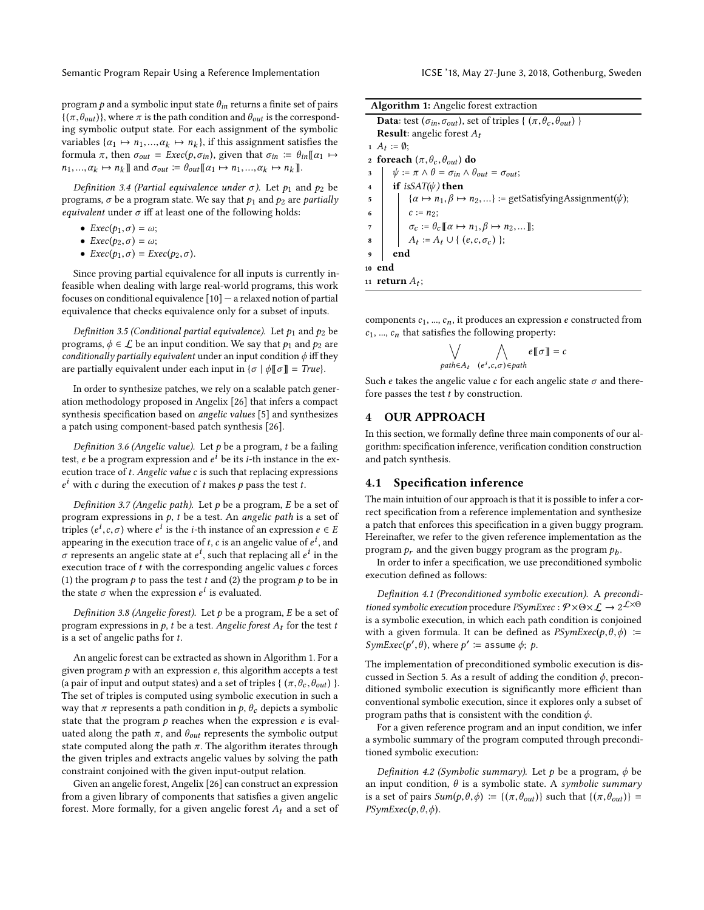program $p$ and a symbolic input state $\theta_{in}$ returns a finite set of pairs $\{(\pi, \theta_{out})\}$, where $\pi$ is the path condition and $\theta_{out}$ is the corresponding symbolic output state. For each assignment of the symbolic variables $\{\alpha_1 \mapsto n_1, ..., \alpha_k \mapsto n_k\}$, if this assignment satisfies the formula $\pi$, then $\sigma_{out} = Exec(p, \sigma_{in})$, given that $\sigma_{in} := \theta_{in}[\![\alpha_1 \mapsto n_1, ..., \alpha_k \mapsto n_k]\!]$ and $\sigma_{out} := \theta_{out}[\![\alpha_1 \mapsto n_1, ..., \alpha_k \mapsto n_k]\!]$.

*Definition 3.4 (Partial equivalence under $\sigma$).* Let $p_1$ and $p_2$ be programs, $\sigma$ be a program state. We say that $p_1$ and $p_2$ are *partially equivalent* under $\sigma$ iff at least one of the following holds:

- $Exec(p_1, \sigma) = \omega$;
- $Exec(p_2, \sigma) = \omega$;
- $Exec(p_1, \sigma) = Exec(p_2, \sigma)$.

Since proving partial equivalence for all inputs is currently infeasible when dealing with large real-world programs, this work focuses on conditional equivalence [10] — a relaxed notion of partial equivalence that checks equivalence only for a subset of inputs.

*Definition 3.5 (Conditional partial equivalence).* Let $p_1$ and $p_2$ be programs, $\phi \in \mathcal{L}$ be an input condition. We say that $p_1$ and $p_2$ are *conditionally partially equivalent* under an input condition $\phi$ iff they are partially equivalent under each input in $\{\sigma \mid \phi[\![\sigma]\!] = True\}$.

In order to synthesize patches, we rely on a scalable patch generation methodology proposed in Angelix [26] that infers a compact synthesis specification based on *angelic values* [5] and synthesizes a patch using component-based patch synthesis [26].

*Definition 3.6 (Angelic value).* Let $p$ be a program, $t$ be a failing test, $e$ be a program expression and $e^i$ be its $i$-th instance in the execution trace of $t$. *Angelic value* $c$ is such that replacing expressions $e^i$ with $c$ during the execution of $t$ makes $p$ pass the test $t$.

*Definition 3.7 (Angelic path).* Let $p$ be a program, $E$ be a set of program expressions in $p$, $t$ be a test. An *angelic path* is a set of triples $(e^i, c, \sigma)$ where $e^i$ is the $i$-th instance of an expression $e \in E$ appearing in the execution trace of $t$, $c$ is an angelic value of $e^i$, and $\sigma$ represents an angelic state at $e^i$, such that replacing all $e^i$ in the execution trace of $t$ with the corresponding angelic values $c$ forces (1) the program $p$ to pass the test $t$ and (2) the program $p$ to be in the state $\sigma$ when the expression $e^i$ is evaluated.

*Definition 3.8 (Angelic forest).* Let $p$ be a program, $E$ be a set of program expressions in $p$, $t$ be a test. *Angelic forest* $A_t$ for the test $t$ is a set of angelic paths for $t$.

An angelic forest can be extracted as shown in Algorithm 1. For a given program $p$ with an expression $e$, this algorithm accepts a test (a pair of input and output states) and a set of triples $\{(\pi, \theta_c, \theta_{out})\}$. The set of triples is computed using symbolic execution in such a way that $\pi$ represents a path condition in $p$, $\theta_c$ depicts a symbolic state that the program $p$ reaches when the expression $e$ is evaluated along the path $\pi$, and $\theta_{out}$ represents the symbolic output state computed along the path $\pi$. The algorithm iterates through the given triples and extracts angelic values by solving the path constraint conjoined with the given input-output relation.

Given an angelic forest, Angelix [26] can construct an expression from a given library of components that satisfies a given angelic forest. More formally, for a given angelic forest $A_t$ and a set of

**Algorithm 1:** Angelic forest extraction

```
Data: test (σ_in, σ_out), set of triples { (π, θ_c, θ_out) }
Result: angelic forest A_t
1  A_t := ∅;
2  foreach (π, θ_c, θ_out) do
3      ψ := π ∧ θ = σ_in ∧ θ_out = σ_out;
4      if isSAT(ψ) then
5          {α ↦ n_1, β ↦ n_2, ...} := getSatisfyingAssignment(ψ);
6          c := n_2;
7          σ_c := θ_c[[α ↦ n_1, β ↦ n_2, ...]];
8          A_t := A_t ∪ { (e, c, σ_c) };
9      end
10 end
11 return A_t;
```

components $c_1$, ..., $c_n$, it produces an expression $e$ constructed from $c_1$, ..., $c_n$ that satisfies the following property:

$$\bigvee_{path \in A_t} \bigwedge_{(e^i, c, \sigma) \in path} e[\![\sigma]\!] = c$$

Such $e$ takes the angelic value $c$ for each angelic state $\sigma$ and therefore passes the test $t$ by construction.

# 4 OUR APPROACH

In this section, we formally define three main components of our algorithm: specification inference, verification condition construction and patch synthesis.

## 4.1 Specification inference

The main intuition of our approach is that it is possible to infer a correct specification from a reference implementation and synthesize a patch that enforces this specification in a given buggy program. Hereinafter, we refer to the given reference implementation as the program $p_r$ and the given buggy program as the program $p_b$.

In order to infer a specification, we use preconditioned symbolic execution defined as follows:

*Definition 4.1 (Preconditioned symbolic execution).* A *preconditioned symbolic execution* procedure $PSymExec : \mathcal{P} \times \Theta \times \mathcal{L} \rightarrow 2^{\mathcal{L} \times \Theta}$ is a symbolic execution, in which each path condition is conjoined with a given formula. It can be defined as $PSymExec(p, \theta, \phi) := SymExec(p', \theta)$, where $p' :=$ `assume` $\phi$; $p$.

The implementation of preconditioned symbolic execution is discussed in Section 5. As a result of adding the condition $\phi$, preconditioned symbolic execution is significantly more efficient than conventional symbolic execution, since it explores only a subset of program paths that is consistent with the condition $\phi$.

For a given reference program and an input condition, we infer a symbolic summary of the program computed through preconditioned symbolic execution:

*Definition 4.2 (Symbolic summary).* Let $p$ be a program, $\phi$ be an input condition, $\theta$ is a symbolic state. A *symbolic summary* is a set of pairs $Sum(p, \theta, \phi) := \{(\pi, \theta_{out})\}$ such that $\{(\pi, \theta_{out})\} = PSymExec(p, \theta, \phi)$.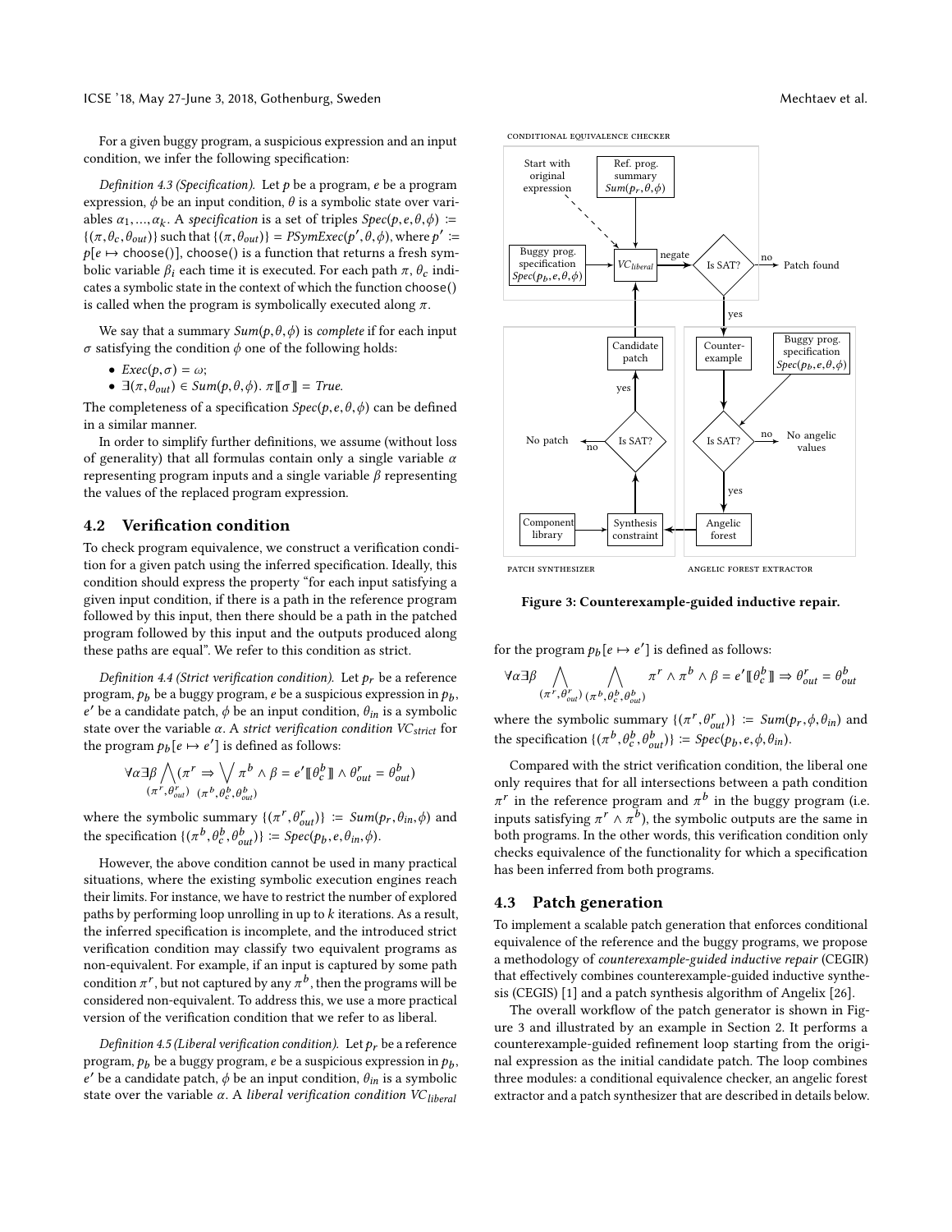For a given buggy program, a suspicious expression and an input condition, we infer the following specification:

*Definition 4.3 (Specification).* Let $p$ be a program, $e$ be a program expression, $\phi$ be an input condition, $\theta$ is a symbolic state over variables $\alpha_1, ..., \alpha_k$. A *specification* is a set of triples $Spec(p, e, \theta, \phi) := \{(\pi, \theta_c, \theta_{out})\}$ such that $\{(\pi, \theta_{out})\} = PSymExec(p', \theta, \phi)$, where $p' := p[e \mapsto \texttt{choose}()]$, choose() is a function that returns a fresh symbolic variable $\beta_i$ each time it is executed. For each path $\pi$, $\theta_c$ indicates a symbolic state in the context of which the function choose() is called when the program is symbolically executed along $\pi$.

We say that a summary $Sum(p, \theta, \phi)$ is *complete* if for each input $\sigma$ satisfying the condition $\phi$ one of the following holds:

- $Exec(p, \sigma) = \omega$;
- $\exists(\pi, \theta_{out}) \in Sum(p, \theta, \phi).\ \pi[\![\sigma]\!] = True.$

The completeness of a specification $Spec(p, e, \theta, \phi)$ can be defined in a similar manner.

In order to simplify further definitions, we assume (without loss of generality) that all formulas contain only a single variable $\alpha$ representing program inputs and a single variable $\beta$ representing the values of the replaced program expression.

## 4.2 Verification condition

To check program equivalence, we construct a verification condition for a given patch using the inferred specification. Ideally, this condition should express the property "for each input satisfying a given input condition, if there is a path in the reference program followed by this input, then there should be a path in the patched program followed by this input and the outputs produced along these paths are equal". We refer to this condition as strict.

*Definition 4.4 (Strict verification condition).* Let $p_r$ be a reference program, $p_b$ be a buggy program, $e$ be a suspicious expression in $p_b$, $e'$ be a candidate patch, $\phi$ be an input condition, $\theta_{in}$ is a symbolic state over the variable $\alpha$. A *strict verification condition* $VC_{strict}$ for the program $p_b[e \mapsto e']$ is defined as follows:

$$\forall \alpha \exists \beta \bigwedge_{(\pi^r, \theta^r_{out})} (\pi^r \Rightarrow \bigvee_{(\pi^b, \theta^b_c, \theta^b_{out})} \pi^b \wedge \beta = e'[\![\theta^b_c]\!] \wedge \theta^r_{out} = \theta^b_{out})$$

where the symbolic summary $\{(\pi^r, \theta^r_{out})\} := Sum(p_r, \theta_{in}, \phi)$ and the specification $\{(\pi^b, \theta^b_c, \theta^b_{out})\} := Spec(p_b, e, \theta_{in}, \phi)$.

However, the above condition cannot be used in many practical situations, where the existing symbolic execution engines reach their limits. For instance, we have to restrict the number of explored paths by performing loop unrolling in up to $k$ iterations. As a result, the inferred specification is incomplete, and the introduced strict verification condition may classify two equivalent programs as non-equivalent. For example, if an input is captured by some path condition $\pi^r$, but not captured by any $\pi^b$, then the programs will be considered non-equivalent. To address this, we use a more practical version of the verification condition that we refer to as liberal.

*Definition 4.5 (Liberal verification condition).* Let $p_r$ be a reference program, $p_b$ be a buggy program, $e$ be a suspicious expression in $p_b$, $e'$ be a candidate patch, $\phi$ be an input condition, $\theta_{in}$ is a symbolic state over the variable $\alpha$. A *liberal verification condition* $VC_{liberal}$ for the program $p_b[e \mapsto e']$ is defined as follows:

$$\forall \alpha \exists \beta \bigwedge_{(\pi^r, \theta^r_{out})} \bigwedge_{(\pi^b, \theta^b_c, \theta^b_{out})} \pi^r \wedge \pi^b \wedge \beta = e'[\![\theta^b_c]\!] \Rightarrow \theta^r_{out} = \theta^b_{out}$$

where the symbolic summary $\{(\pi^r, \theta^r_{out})\} := Sum(p_r, \phi, \theta_{in})$ and the specification $\{(\pi^b, \theta^b_c, \theta^b_{out})\} := Spec(p_b, e, \phi, \theta_{in})$.

Compared with the strict verification condition, the liberal one only requires that for all intersections between a path condition $\pi^r$ in the reference program and $\pi^b$ in the buggy program (i.e. inputs satisfying $\pi^r \wedge \pi^b$), the symbolic outputs are the same in both programs. In the other words, this verification condition only checks equivalence of the functionality for which a specification has been inferred from both programs.

Figure 3: Counterexample-guided inductive repair.

## 4.3 Patch generation

To implement a scalable patch generation that enforces conditional equivalence of the reference and the buggy programs, we propose a methodology of *counterexample-guided inductive repair* (CEGIR) that effectively combines counterexample-guided inductive synthesis (CEGIS) [1] and a patch synthesis algorithm of Angelix [26].

The overall workflow of the patch generator is shown in Figure 3 and illustrated by an example in Section 2. It performs a counterexample-guided refinement loop starting from the original expression as the initial candidate patch. The loop combines three modules: a conditional equivalence checker, an angelic forest extractor and a patch synthesizer that are described in details below.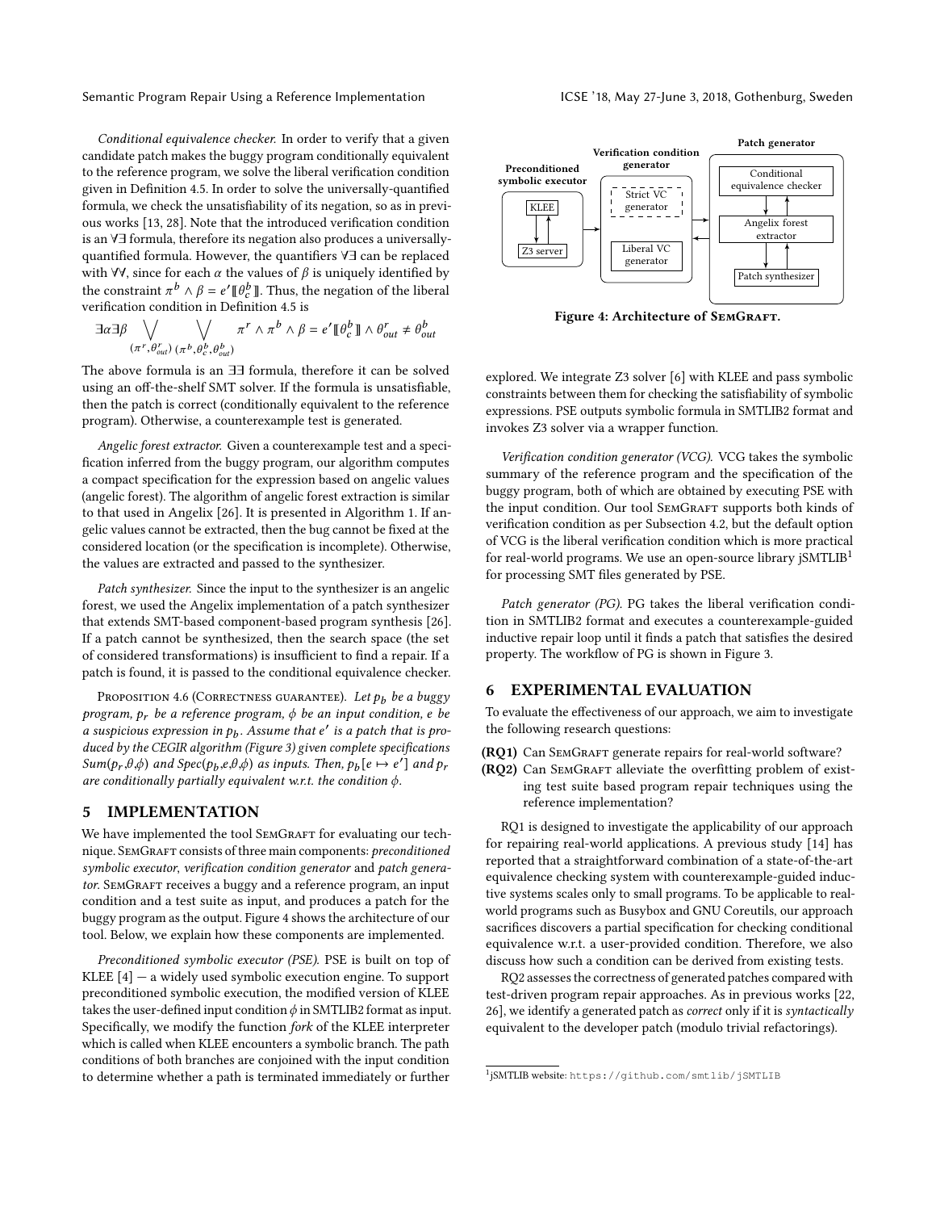*Conditional equivalence checker.* In order to verify that a given candidate patch makes the buggy program conditionally equivalent to the reference program, we solve the liberal verification condition given in Definition 4.5. In order to solve the universally-quantified formula, we check the unsatisfiability of its negation, so as in previous works [13, 28]. Note that the introduced verification condition is an $\forall\exists$ formula, therefore its negation also produces a universally-quantified formula. However, the quantifiers $\forall\exists$ can be replaced with $\forall\forall$, since for each $\alpha$ the values of $\beta$ is uniquely identified by the constraint $\pi^b \wedge \beta = e'[\![\theta_c^b]\!]$. Thus, the negation of the liberal verification condition in Definition 4.5 is

$$\exists\alpha\exists\beta \bigvee_{(\pi^r,\theta_{out}^r)} \bigvee_{(\pi^b,\theta_c^b,\theta_{out}^b)} \pi^r \wedge \pi^b \wedge \beta = e'[\![\theta_c^b]\!] \wedge \theta_{out}^r \neq \theta_{out}^b$$

The above formula is an $\exists\exists$ formula, therefore it can be solved using an off-the-shelf SMT solver. If the formula is unsatisfiable, then the patch is correct (conditionally equivalent to the reference program). Otherwise, a counterexample test is generated.

*Angelic forest extractor.* Given a counterexample test and a specification inferred from the buggy program, our algorithm computes a compact specification for the expression based on angelic values (angelic forest). The algorithm of angelic forest extraction is similar to that used in Angelix [26]. It is presented in Algorithm 1. If angelic values cannot be extracted, then the bug cannot be fixed at the considered location (or the specification is incomplete). Otherwise, the values are extracted and passed to the synthesizer.

*Patch synthesizer.* Since the input to the synthesizer is an angelic forest, we used the Angelix implementation of a patch synthesizer that extends SMT-based component-based program synthesis [26]. If a patch cannot be synthesized, then the search space (the set of considered transformations) is insufficient to find a repair. If a patch is found, it is passed to the conditional equivalence checker.

Proposition 4.6 (Correctness guarantee). *Let $p_b$ be a buggy program, $p_r$ be a reference program, $\phi$ be an input condition, $e$ be a suspicious expression in $p_b$. Assume that $e'$ is a patch that is produced by the CEGIR algorithm (Figure 3) given complete specifications $Sum(p_r,\theta,\phi)$ and $Spec(p_b,e,\theta,\phi)$ as inputs. Then, $p_b[e \mapsto e']$ and $p_r$ are conditionally partially equivalent w.r.t. the condition $\phi$.*

## 5 IMPLEMENTATION

We have implemented the tool SemGraft for evaluating our technique. SemGraft consists of three main components: *preconditioned symbolic executor*, *verification condition generator* and *patch generator*. SemGraft receives a buggy and a reference program, an input condition and a test suite as input, and produces a patch for the buggy program as the output. Figure 4 shows the architecture of our tool. Below, we explain how these components are implemented.

*Preconditioned symbolic executor (PSE).* PSE is built on top of KLEE [4] — a widely used symbolic execution engine. To support preconditioned symbolic execution, the modified version of KLEE takes the user-defined input condition $\phi$ in SMTLIB2 format as input. Specifically, we modify the function *fork* of the KLEE interpreter which is called when KLEE encounters a symbolic branch. The path conditions of both branches are conjoined with the input condition to determine whether a path is terminated immediately or further explored. We integrate Z3 solver [6] with KLEE and pass symbolic constraints between them for checking the satisfiability of symbolic expressions. PSE outputs symbolic formula in SMTLIB2 format and invokes Z3 solver via a wrapper function.

Figure 4: Architecture of SemGraft.

*Verification condition generator (VCG).* VCG takes the symbolic summary of the reference program and the specification of the buggy program, both of which are obtained by executing PSE with the input condition. Our tool SemGraft supports both kinds of verification condition as per Subsection 4.2, but the default option of VCG is the liberal verification condition which is more practical for real-world programs. We use an open-source library jSMTLIB[1] for processing SMT files generated by PSE.

*Patch generator (PG).* PG takes the liberal verification condition in SMTLIB2 format and executes a counterexample-guided inductive repair loop until it finds a patch that satisfies the desired property. The workflow of PG is shown in Figure 3.

## 6 EXPERIMENTAL EVALUATION

To evaluate the effectiveness of our approach, we aim to investigate the following research questions:

**(RQ1)** Can SemGraft generate repairs for real-world software?

**(RQ2)** Can SemGraft alleviate the overfitting problem of existing test suite based program repair techniques using the reference implementation?

RQ1 is designed to investigate the applicability of our approach for repairing real-world applications. A previous study [14] has reported that a straightforward combination of a state-of-the-art equivalence checking system with counterexample-guided inductive systems scales only to small programs. To be applicable to real-world programs such as Busybox and GNU Coreutils, our approach sacrifices discovers a partial specification for checking conditional equivalence w.r.t. a user-provided condition. Therefore, we also discuss how such a condition can be derived from existing tests.

RQ2 assesses the correctness of generated patches compared with test-driven program repair approaches. As in previous works [22, 26], we identify a generated patch as *correct* only if it is *syntactically* equivalent to the developer patch (modulo trivial refactorings).

[1] jSMTLIB website: https://github.com/smtlib/jSMTLIB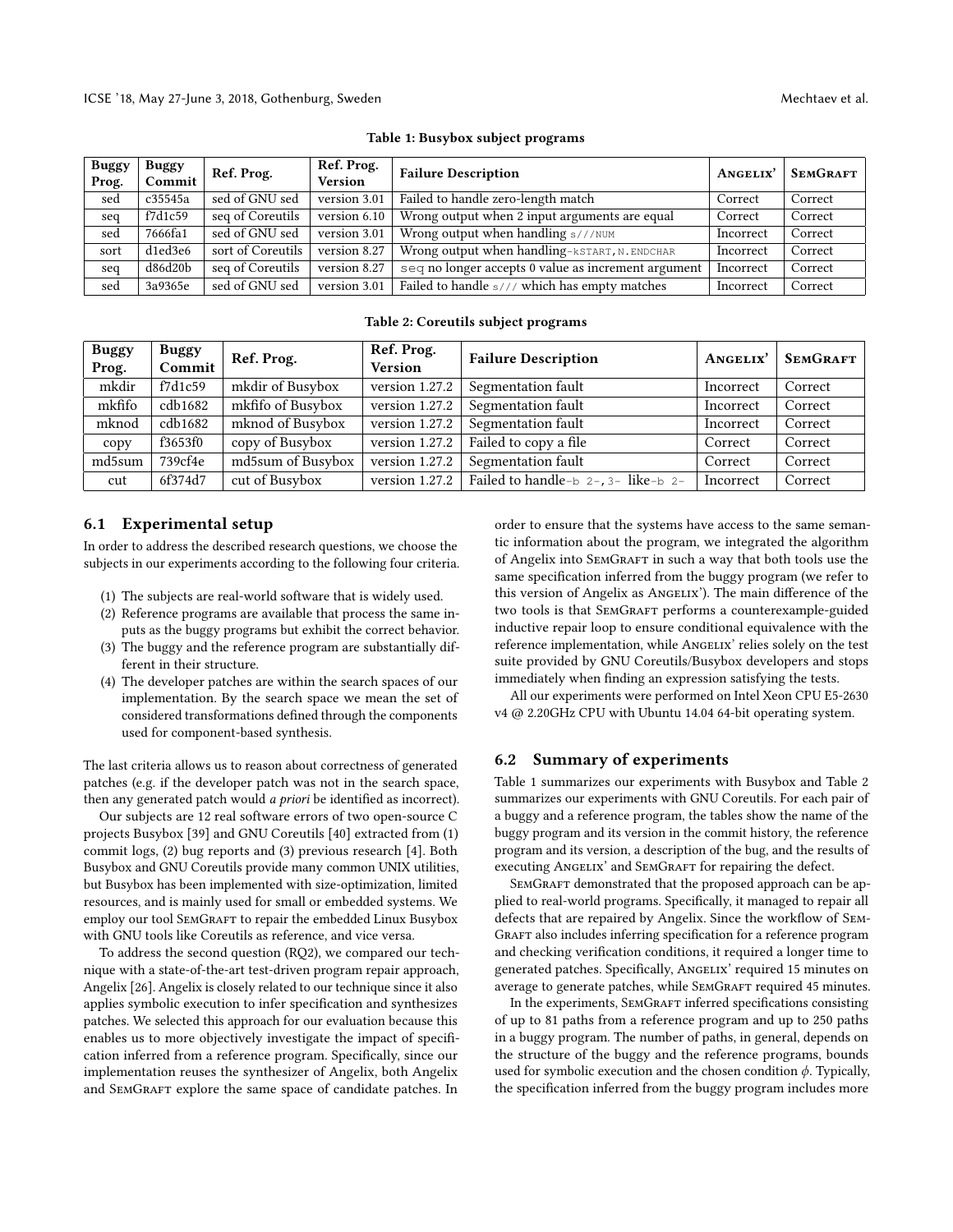**Table 1: Busybox subject programs**

| Buggy Prog. | Buggy Commit | Ref. Prog. | Ref. Prog. Version | Failure Description | ANGELIX' | SEMGRAFT |
|---|---|---|---|---|---|---|
| sed | c35545a | sed of GNU sed | version 3.01 | Failed to handle zero-length match | Correct | Correct |
| seq | f7d1c59 | seq of Coreutils | version 6.10 | Wrong output when 2 input arguments are equal | Correct | Correct |
| sed | 7666fa1 | sed of GNU sed | version 3.01 | Wrong output when handling `s///NUM` | Incorrect | Correct |
| sort | d1ed3e6 | sort of Coreutils | version 8.27 | Wrong output when handling `-kSTART,N.ENDCHAR` | Incorrect | Correct |
| seq | d86d20b | seq of Coreutils | version 8.27 | `seq` no longer accepts 0 value as increment argument | Incorrect | Correct |
| sed | 3a9365e | sed of GNU sed | version 3.01 | Failed to handle `s///` which has empty matches | Incorrect | Correct |

**Table 2: Coreutils subject programs**

| Buggy Prog. | Buggy Commit | Ref. Prog. | Ref. Prog. Version | Failure Description | ANGELIX' | SEMGRAFT |
|---|---|---|---|---|---|---|
| mkdir | f7d1c59 | mkdir of Busybox | version 1.27.2 | Segmentation fault | Incorrect | Correct |
| mkfifo | cdb1682 | mkfifo of Busybox | version 1.27.2 | Segmentation fault | Incorrect | Correct |
| mknod | cdb1682 | mknod of Busybox | version 1.27.2 | Segmentation fault | Incorrect | Correct |
| copy | f3653f0 | copy of Busybox | version 1.27.2 | Failed to copy a file | Correct | Correct |
| md5sum | 739cf4e | md5sum of Busybox | version 1.27.2 | Segmentation fault | Correct | Correct |
| cut | 6f374d7 | cut of Busybox | version 1.27.2 | Failed to handle `-b 2-,3-` like `-b 2-` | Incorrect | Correct |

## 6.1 Experimental setup

In order to address the described research questions, we choose the subjects in our experiments according to the following four criteria.

1. The subjects are real-world software that is widely used.
2. Reference programs are available that process the same inputs as the buggy programs but exhibit the correct behavior.
3. The buggy and the reference program are substantially different in their structure.
4. The developer patches are within the search spaces of our implementation. By the search space we mean the set of considered transformations defined through the components used for component-based synthesis.

The last criteria allows us to reason about correctness of generated patches (e.g. if the developer patch was not in the search space, then any generated patch would *a priori* be identified as incorrect).

Our subjects are 12 real software errors of two open-source C projects Busybox [39] and GNU Coreutils [40] extracted from (1) commit logs, (2) bug reports and (3) previous research [4]. Both Busybox and GNU Coreutils provide many common UNIX utilities, but Busybox has been implemented with size-optimization, limited resources, and is mainly used for small or embedded systems. We employ our tool SEMGRAFT to repair the embedded Linux Busybox with GNU tools like Coreutils as reference, and vice versa.

To address the second question (RQ2), we compared our technique with a state-of-the-art test-driven program repair approach, Angelix [26]. Angelix is closely related to our technique since it also applies symbolic execution to infer specification and synthesizes patches. We selected this approach for our evaluation because this enables us to more objectively investigate the impact of specification inferred from a reference program. Specifically, since our implementation reuses the synthesizer of Angelix, both Angelix and SEMGRAFT explore the same space of candidate patches. In order to ensure that the systems have access to the same semantic information about the program, we integrated the algorithm of Angelix into SEMGRAFT in such a way that both tools use the same specification inferred from the buggy program (we refer to this version of Angelix as ANGELIX'). The main difference of the two tools is that SEMGRAFT performs a counterexample-guided inductive repair loop to ensure conditional equivalence with the reference implementation, while ANGELIX' relies solely on the test suite provided by GNU Coreutils/Busybox developers and stops immediately when finding an expression satisfying the tests.

All our experiments were performed on Intel Xeon CPU E5-2630 v4 @ 2.20GHz CPU with Ubuntu 14.04 64-bit operating system.

## 6.2 Summary of experiments

Table 1 summarizes our experiments with Busybox and Table 2 summarizes our experiments with GNU Coreutils. For each pair of a buggy and a reference program, the tables show the name of the buggy program and its version in the commit history, the reference program and its version, a description of the bug, and the results of executing ANGELIX' and SEMGRAFT for repairing the defect.

SEMGRAFT demonstrated that the proposed approach can be applied to real-world programs. Specifically, it managed to repair all defects that are repaired by Angelix. Since the workflow of SEMGRAFT also includes inferring specification for a reference program and checking verification conditions, it required a longer time to generated patches. Specifically, ANGELIX' required 15 minutes on average to generate patches, while SEMGRAFT required 45 minutes.

In the experiments, SEMGRAFT inferred specifications consisting of up to 81 paths from a reference program and up to 250 paths in a buggy program. The number of paths, in general, depends on the structure of the buggy and the reference programs, bounds used for symbolic execution and the chosen condition $\phi$. Typically, the specification inferred from the buggy program includes more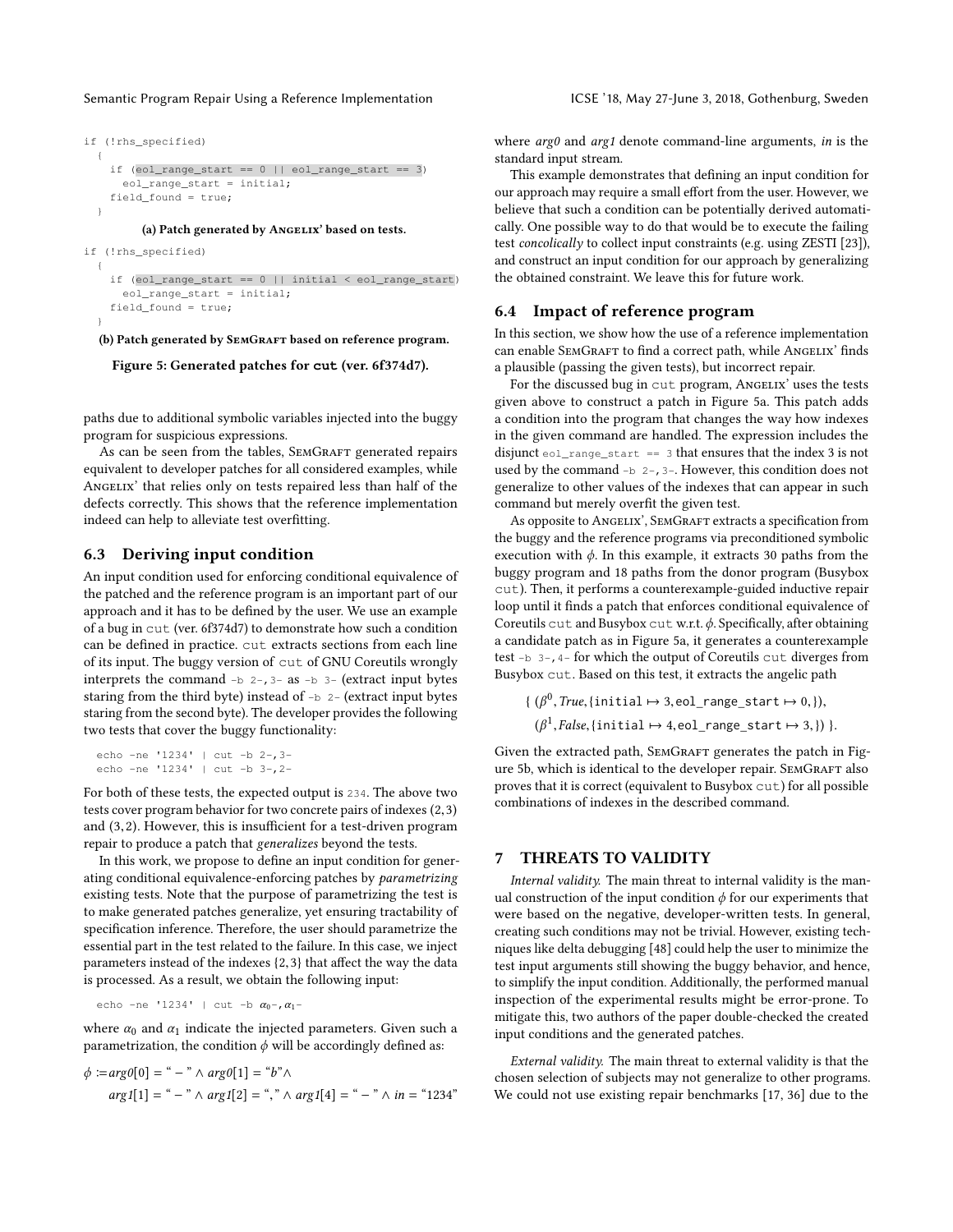```
if (!rhs_specified)
  {
    if (eol_range_start == 0 || eol_range_start == 3)
      eol_range_start = initial;
    field_found = true;
  }
```

**(a) Patch generated by ANGELIX' based on tests.**

```
if (!rhs_specified)
  {
    if (eol_range_start == 0 || initial < eol_range_start)
      eol_range_start = initial;
    field_found = true;
  }
```

**(b) Patch generated by SEMGRAFT based on reference program.**

**Figure 5: Generated patches for `cut` (ver. 6f374d7).**

paths due to additional symbolic variables injected into the buggy program for suspicious expressions.

As can be seen from the tables, SEMGRAFT generated repairs equivalent to developer patches for all considered examples, while ANGELIX' that relies only on tests repaired less than half of the defects correctly. This shows that the reference implementation indeed can help to alleviate test overfitting.

### 6.3 Deriving input condition

An input condition used for enforcing conditional equivalence of the patched and the reference program is an important part of our approach and it has to be defined by the user. We use an example of a bug in `cut` (ver. 6f374d7) to demonstrate how such a condition can be defined in practice. `cut` extracts sections from each line of its input. The buggy version of `cut` of GNU Coreutils wrongly interprets the command `-b 2-,3-` as `-b 3-` (extract input bytes staring from the third byte) instead of `-b 2-` (extract input bytes staring from the second byte). The developer provides the following two tests that cover the buggy functionality:

```
echo -ne '1234' | cut -b 2-,3-
echo -ne '1234' | cut -b 3-,2-
```

For both of these tests, the expected output is `234`. The above two tests cover program behavior for two concrete pairs of indexes $(2, 3)$ and $(3, 2)$. However, this is insufficient for a test-driven program repair to produce a patch that *generalizes* beyond the tests.

In this work, we propose to define an input condition for generating conditional equivalence-enforcing patches by *parametrizing* existing tests. Note that the purpose of parametrizing the test is to make generated patches generalize, yet ensuring tractability of specification inference. Therefore, the user should parametrize the essential part in the test related to the failure. In this case, we inject parameters instead of the indexes $\{2, 3\}$ that affect the way the data is processed. As a result, we obtain the following input:

```
echo -ne '1234' | cut -b α0-,α1-
```

where $\alpha_0$ and $\alpha_1$ indicate the injected parameters. Given such a parametrization, the condition $\phi$ will be accordingly defined as:

$$\phi := arg0[0] = \text{“}-\text{”} \wedge arg0[1] = \text{“}b\text{”} \wedge$$
$$arg1[1] = \text{“}-\text{”} \wedge arg1[2] = \text{“},\text{”} \wedge arg1[4] = \text{“}-\text{”} \wedge in = \text{“}1234\text{”}$$

where *arg0* and *arg1* denote command-line arguments, *in* is the standard input stream.

This example demonstrates that defining an input condition for our approach may require a small effort from the user. However, we believe that such a condition can be potentially derived automatically. One possible way to do that would be to execute the failing test *concolically* to collect input constraints (e.g. using ZESTI [23]), and construct an input condition for our approach by generalizing the obtained constraint. We leave this for future work.

### 6.4 Impact of reference program

In this section, we show how the use of a reference implementation can enable SEMGRAFT to find a correct path, while ANGELIX' finds a plausible (passing the given tests), but incorrect repair.

For the discussed bug in `cut` program, ANGELIX' uses the tests given above to construct a patch in Figure 5a. This patch adds a condition into the program that changes the way how indexes in the given command are handled. The expression includes the disjunct `eol_range_start == 3` that ensures that the index 3 is not used by the command `-b 2-,3-`. However, this condition does not generalize to other values of the indexes that can appear in such command but merely overfit the given test.

As opposite to ANGELIX', SEMGRAFT extracts a specification from the buggy and the reference programs via preconditioned symbolic execution with $\phi$. In this example, it extracts 30 paths from the buggy program and 18 paths from the donor program (Busybox `cut`). Then, it performs a counterexample-guided inductive repair loop until it finds a patch that enforces conditional equivalence of Coreutils `cut` and Busybox `cut` w.r.t. $\phi$. Specifically, after obtaining a candidate patch as in Figure 5a, it generates a counterexample test `-b 3-,4-` for which the output of Coreutils `cut` diverges from Busybox `cut`. Based on this test, it extracts the angelic path

$$\{\ (\beta^0, True, \{\texttt{initial} \mapsto 3, \texttt{eol\_range\_start} \mapsto 0, \}),$$
$$(\beta^1, False, \{\texttt{initial} \mapsto 4, \texttt{eol\_range\_start} \mapsto 3, \})\ \}.$$

Given the extracted path, SEMGRAFT generates the patch in Figure 5b, which is identical to the developer repair. SEMGRAFT also proves that it is correct (equivalent to Busybox `cut`) for all possible combinations of indexes in the described command.

## 7 THREATS TO VALIDITY

*Internal validity.* The main threat to internal validity is the manual construction of the input condition $\phi$ for our experiments that were based on the negative, developer-written tests. In general, creating such conditions may not be trivial. However, existing techniques like delta debugging [48] could help the user to minimize the test input arguments still showing the buggy behavior, and hence, to simplify the input condition. Additionally, the performed manual inspection of the experimental results might be error-prone. To mitigate this, two authors of the paper double-checked the created input conditions and the generated patches.

*External validity.* The main threat to external validity is that the chosen selection of subjects may not generalize to other programs. We could not use existing repair benchmarks [17, 36] due to the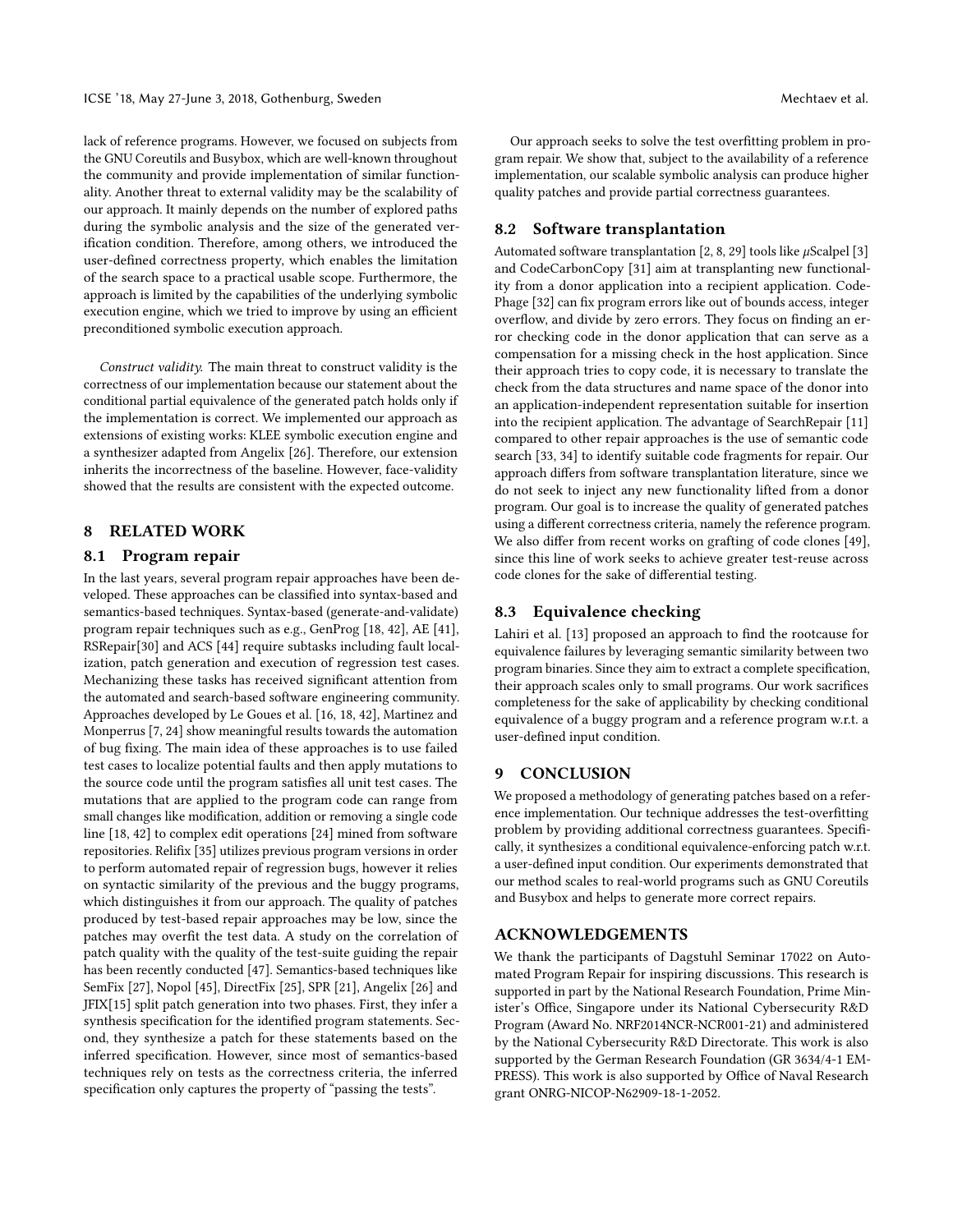lack of reference programs. However, we focused on subjects from the GNU Coreutils and Busybox, which are well-known throughout the community and provide implementation of similar functionality. Another threat to external validity may be the scalability of our approach. It mainly depends on the number of explored paths during the symbolic analysis and the size of the generated verification condition. Therefore, among others, we introduced the user-defined correctness property, which enables the limitation of the search space to a practical usable scope. Furthermore, the approach is limited by the capabilities of the underlying symbolic execution engine, which we tried to improve by using an efficient preconditioned symbolic execution approach.

*Construct validity.* The main threat to construct validity is the correctness of our implementation because our statement about the conditional partial equivalence of the generated patch holds only if the implementation is correct. We implemented our approach as extensions of existing works: KLEE symbolic execution engine and a synthesizer adapted from Angelix [26]. Therefore, our extension inherits the incorrectness of the baseline. However, face-validity showed that the results are consistent with the expected outcome.

## 8 RELATED WORK

### 8.1 Program repair

In the last years, several program repair approaches have been developed. These approaches can be classified into syntax-based and semantics-based techniques. Syntax-based (generate-and-validate) program repair techniques such as e.g., GenProg [18, 42], AE [41], RSRepair[30] and ACS [44] require subtasks including fault localization, patch generation and execution of regression test cases. Mechanizing these tasks has received significant attention from the automated and search-based software engineering community. Approaches developed by Le Goues et al. [16, 18, 42], Martinez and Monperrus [7, 24] show meaningful results towards the automation of bug fixing. The main idea of these approaches is to use failed test cases to localize potential faults and then apply mutations to the source code until the program satisfies all unit test cases. The mutations that are applied to the program code can range from small changes like modification, addition or removing a single code line [18, 42] to complex edit operations [24] mined from software repositories. Relifix [35] utilizes previous program versions in order to perform automated repair of regression bugs, however it relies on syntactic similarity of the previous and the buggy programs, which distinguishes it from our approach. The quality of patches produced by test-based repair approaches may be low, since the patches may overfit the test data. A study on the correlation of patch quality with the quality of the test-suite guiding the repair has been recently conducted [47]. Semantics-based techniques like SemFix [27], Nopol [45], DirectFix [25], SPR [21], Angelix [26] and JFIX[15] split patch generation into two phases. First, they infer a synthesis specification for the identified program statements. Second, they synthesize a patch for these statements based on the inferred specification. However, since most of semantics-based techniques rely on tests as the correctness criteria, the inferred specification only captures the property of "passing the tests".

Our approach seeks to solve the test overfitting problem in program repair. We show that, subject to the availability of a reference implementation, our scalable symbolic analysis can produce higher quality patches and provide partial correctness guarantees.

### 8.2 Software transplantation

Automated software transplantation [2, 8, 29] tools like $\mu$Scalpel [3] and CodeCarbonCopy [31] aim at transplanting new functionality from a donor application into a recipient application. CodePhage [32] can fix program errors like out of bounds access, integer overflow, and divide by zero errors. They focus on finding an error checking code in the donor application that can serve as a compensation for a missing check in the host application. Since their approach tries to copy code, it is necessary to translate the check from the data structures and name space of the donor into an application-independent representation suitable for insertion into the recipient application. The advantage of SearchRepair [11] compared to other repair approaches is the use of semantic code search [33, 34] to identify suitable code fragments for repair. Our approach differs from software transplantation literature, since we do not seek to inject any new functionality lifted from a donor program. Our goal is to increase the quality of generated patches using a different correctness criteria, namely the reference program. We also differ from recent works on grafting of code clones [49], since this line of work seeks to achieve greater test-reuse across code clones for the sake of differential testing.

### 8.3 Equivalence checking

Lahiri et al. [13] proposed an approach to find the rootcause for equivalence failures by leveraging semantic similarity between two program binaries. Since they aim to extract a complete specification, their approach scales only to small programs. Our work sacrifices completeness for the sake of applicability by checking conditional equivalence of a buggy program and a reference program w.r.t. a user-defined input condition.

## 9 CONCLUSION

We proposed a methodology of generating patches based on a reference implementation. Our technique addresses the test-overfitting problem by providing additional correctness guarantees. Specifically, it synthesizes a conditional equivalence-enforcing patch w.r.t. a user-defined input condition. Our experiments demonstrated that our method scales to real-world programs such as GNU Coreutils and Busybox and helps to generate more correct repairs.

## ACKNOWLEDGEMENTS

We thank the participants of Dagstuhl Seminar 17022 on Automated Program Repair for inspiring discussions. This research is supported in part by the National Research Foundation, Prime Minister's Office, Singapore under its National Cybersecurity R&D Program (Award No. NRF2014NCR-NCR001-21) and administered by the National Cybersecurity R&D Directorate. This work is also supported by the German Research Foundation (GR 3634/4-1 EMPRESS). This work is also supported by Office of Naval Research grant ONRG-NICOP-N62909-18-1-2052.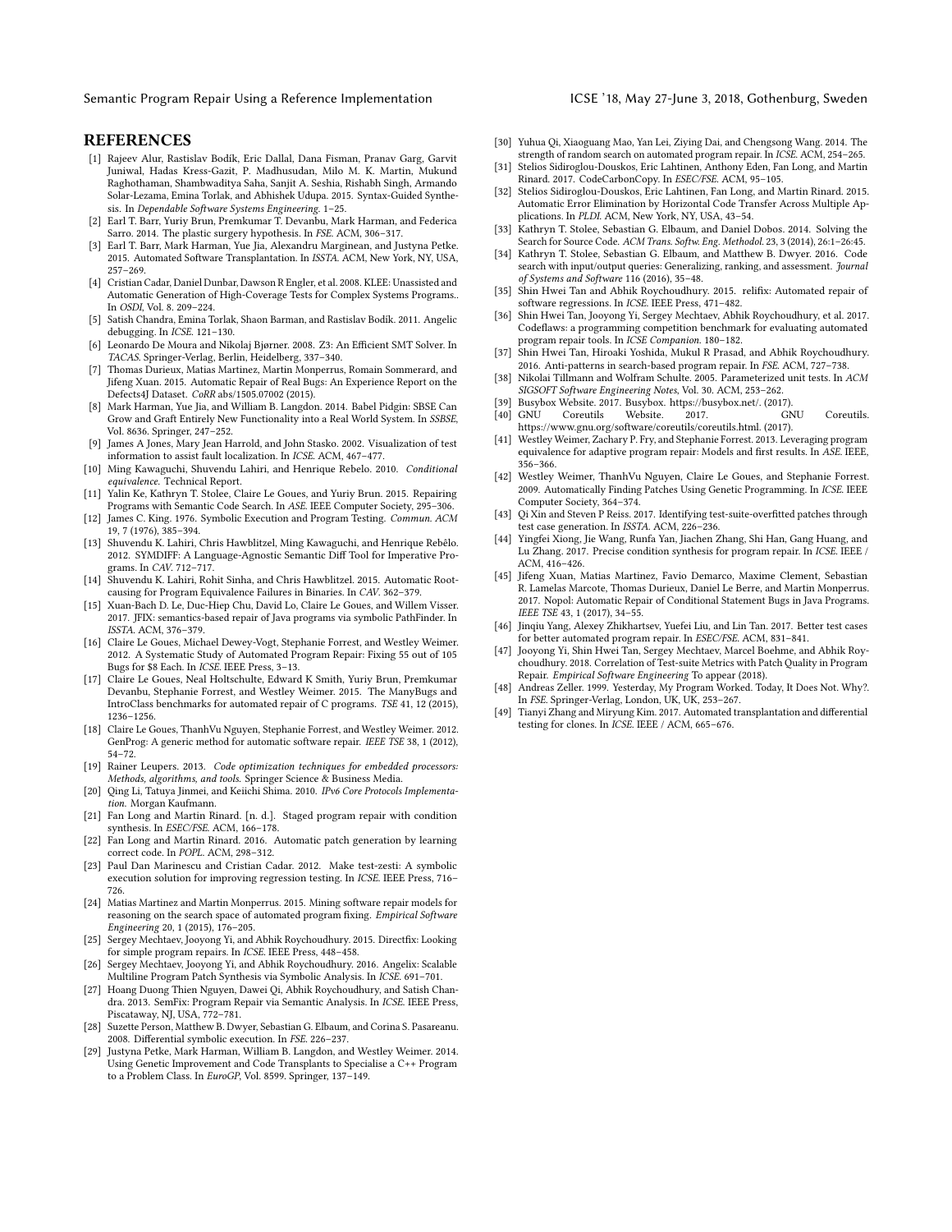## REFERENCES

[1] Rajeev Alur, Rastislav Bodík, Eric Dallal, Dana Fisman, Pranav Garg, Garvit Juniwal, Hadas Kress-Gazit, P. Madhusudan, Milo M. K. Martin, Mukund Raghothaman, Shambwaditya Saha, Sanjit A. Seshia, Rishabh Singh, Armando Solar-Lezama, Emina Torlak, and Abhishek Udupa. 2015. Syntax-Guided Synthesis. In *Dependable Software Systems Engineering*. 1–25.

[2] Earl T. Barr, Yuriy Brun, Premkumar T. Devanbu, Mark Harman, and Federica Sarro. 2014. The plastic surgery hypothesis. In *FSE*. ACM, 306–317.

[3] Earl T. Barr, Mark Harman, Yue Jia, Alexandru Marginean, and Justyna Petke. 2015. Automated Software Transplantation. In *ISSTA*. ACM, New York, NY, USA, 257–269.

[4] Cristian Cadar, Daniel Dunbar, Dawson R Engler, et al. 2008. KLEE: Unassisted and Automatic Generation of High-Coverage Tests for Complex Systems Programs.. In *OSDI*, Vol. 8. 209–224.

[5] Satish Chandra, Emina Torlak, Shaon Barman, and Rastislav Bodík. 2011. Angelic debugging. In *ICSE*. 121–130.

[6] Leonardo De Moura and Nikolaj Bjørner. 2008. Z3: An Efficient SMT Solver. In *TACAS*. Springer-Verlag, Berlin, Heidelberg, 337–340.

[7] Thomas Durieux, Matias Martinez, Martin Monperrus, Romain Sommerard, and Jifeng Xuan. 2015. Automatic Repair of Real Bugs: An Experience Report on the Defects4J Dataset. *CoRR* abs/1505.07002 (2015).

[8] Mark Harman, Yue Jia, and William B. Langdon. 2014. Babel Pidgin: SBSE Can Grow and Graft Entirely New Functionality into a Real World System. In *SSBSE*, Vol. 8636. Springer, 247–252.

[9] James A Jones, Mary Jean Harrold, and John Stasko. 2002. Visualization of test information to assist fault localization. In *ICSE*. ACM, 467–477.

[10] Ming Kawaguchi, Shuvendu Lahiri, and Henrique Rebelo. 2010. *Conditional equivalence*. Technical Report.

[11] Yalin Ke, Kathryn T. Stolee, Claire Le Goues, and Yuriy Brun. 2015. Repairing Programs with Semantic Code Search. In *ASE*. IEEE Computer Society, 295–306.

[12] James C. King. 1976. Symbolic Execution and Program Testing. *Commun. ACM* 19, 7 (1976), 385–394.

[13] Shuvendu K. Lahiri, Chris Hawblitzel, Ming Kawaguchi, and Henrique Rebêlo. 2012. SYMDIFF: A Language-Agnostic Semantic Diff Tool for Imperative Programs. In *CAV*. 712–717.

[14] Shuvendu K. Lahiri, Rohit Sinha, and Chris Hawblitzel. 2015. Automatic Root-causing for Program Equivalence Failures in Binaries. In *CAV*. 362–379.

[15] Xuan-Bach D. Le, Duc-Hiep Chu, David Lo, Claire Le Goues, and Willem Visser. 2017. JFIX: semantics-based repair of Java programs via symbolic PathFinder. In *ISSTA*. ACM, 376–379.

[16] Claire Le Goues, Michael Dewey-Vogt, Stephanie Forrest, and Westley Weimer. 2012. A Systematic Study of Automated Program Repair: Fixing 55 out of 105 Bugs for $8 Each. In *ICSE*. IEEE Press, 3–13.

[17] Claire Le Goues, Neal Holtschulte, Edward K Smith, Yuriy Brun, Premkumar Devanbu, Stephanie Forrest, and Westley Weimer. 2015. The ManyBugs and IntroClass benchmarks for automated repair of C programs. *TSE* 41, 12 (2015), 1236–1256.

[18] Claire Le Goues, ThanhVu Nguyen, Stephanie Forrest, and Westley Weimer. 2012. GenProg: A generic method for automatic software repair. *IEEE TSE* 38, 1 (2012), 54–72.

[19] Rainer Leupers. 2013. *Code optimization techniques for embedded processors: Methods, algorithms, and tools*. Springer Science & Business Media.

[20] Qing Li, Tatuya Jinmei, and Keiichi Shima. 2010. *IPv6 Core Protocols Implementation*. Morgan Kaufmann.

[21] Fan Long and Martin Rinard. [n. d.]. Staged program repair with condition synthesis. In *ESEC/FSE*. ACM, 166–178.

[22] Fan Long and Martin Rinard. 2016. Automatic patch generation by learning correct code. In *POPL*. ACM, 298–312.

[23] Paul Dan Marinescu and Cristian Cadar. 2012. Make test-zesti: A symbolic execution solution for improving regression testing. In *ICSE*. IEEE Press, 716–726.

[24] Matias Martinez and Martin Monperrus. 2015. Mining software repair models for reasoning on the search space of automated program fixing. *Empirical Software Engineering* 20, 1 (2015), 176–205.

[25] Sergey Mechtaev, Jooyong Yi, and Abhik Roychoudhury. 2015. Directfix: Looking for simple program repairs. In *ICSE*. IEEE Press, 448–458.

[26] Sergey Mechtaev, Jooyong Yi, and Abhik Roychoudhury. 2016. Angelix: Scalable Multiline Program Patch Synthesis via Symbolic Analysis. In *ICSE*. 691–701.

[27] Hoang Duong Thien Nguyen, Dawei Qi, Abhik Roychoudhury, and Satish Chandra. 2013. SemFix: Program Repair via Semantic Analysis. In *ICSE*. IEEE Press, Piscataway, NJ, USA, 772–781.

[28] Suzette Person, Matthew B. Dwyer, Sebastian G. Elbaum, and Corina S. Pasareanu. 2008. Differential symbolic execution. In *FSE*. 226–237.

[29] Justyna Petke, Mark Harman, William B. Langdon, and Westley Weimer. 2014. Using Genetic Improvement and Code Transplants to Specialise a C++ Program to a Problem Class. In *EuroGP*, Vol. 8599. Springer, 137–149.

[30] Yuhua Qi, Xiaoguang Mao, Yan Lei, Ziying Dai, and Chengsong Wang. 2014. The strength of random search on automated program repair. In *ICSE*. ACM, 254–265.

[31] Stelios Sidiroglou-Douskos, Eric Lahtinen, Anthony Eden, Fan Long, and Martin Rinard. 2017. CodeCarbonCopy. In *ESEC/FSE*. ACM, 95–105.

[32] Stelios Sidiroglou-Douskos, Eric Lahtinen, Fan Long, and Martin Rinard. 2015. Automatic Error Elimination by Horizontal Code Transfer Across Multiple Applications. In *PLDI*. ACM, New York, NY, USA, 43–54.

[33] Kathryn T. Stolee, Sebastian G. Elbaum, and Daniel Dobos. 2014. Solving the Search for Source Code. *ACM Trans. Softw. Eng. Methodol.* 23, 3 (2014), 26:1–26:45.

[34] Kathryn T. Stolee, Sebastian G. Elbaum, and Matthew B. Dwyer. 2016. Code search with input/output queries: Generalizing, ranking, and assessment. *Journal of Systems and Software* 116 (2016), 35–48.

[35] Shin Hwei Tan and Abhik Roychoudhury. 2015. relifix: Automated repair of software regressions. In *ICSE*. IEEE Press, 471–482.

[36] Shin Hwei Tan, Jooyong Yi, Sergey Mechtaev, Abhik Roychoudhury, et al. 2017. Codeflaws: a programming competition benchmark for evaluating automated program repair tools. In *ICSE Companion*. 180–182.

[37] Shin Hwei Tan, Hiroaki Yoshida, Mukul R Prasad, and Abhik Roychoudhury. 2016. Anti-patterns in search-based program repair. In *FSE*. ACM, 727–738.

[38] Nikolai Tillmann and Wolfram Schulte. 2005. Parameterized unit tests. In *ACM SIGSOFT Software Engineering Notes*, Vol. 30. ACM, 253–262.

[39] Busybox Website. 2017. Busybox. https://busybox.net/. (2017).

[40] GNU Coreutils Website. 2017. GNU Coreutils. https://www.gnu.org/software/coreutils/coreutils.html. (2017).

[41] Westley Weimer, Zachary P. Fry, and Stephanie Forrest. 2013. Leveraging program equivalence for adaptive program repair: Models and first results. In *ASE*. IEEE, 356–366.

[42] Westley Weimer, ThanhVu Nguyen, Claire Le Goues, and Stephanie Forrest. 2009. Automatically Finding Patches Using Genetic Programming. In *ICSE*. IEEE Computer Society, 364–374.

[43] Qi Xin and Steven P Reiss. 2017. Identifying test-suite-overfitted patches through test case generation. In *ISSTA*. ACM, 226–236.

[44] Yingfei Xiong, Jie Wang, Runfa Yan, Jiachen Zhang, Shi Han, Gang Huang, and Lu Zhang. 2017. Precise condition synthesis for program repair. In *ICSE*. IEEE / ACM, 416–426.

[45] Jifeng Xuan, Matias Martinez, Favio Demarco, Maxime Clement, Sebastian R. Lamelas Marcote, Thomas Durieux, Daniel Le Berre, and Martin Monperrus. 2017. Nopol: Automatic Repair of Conditional Statement Bugs in Java Programs. *IEEE TSE* 43, 1 (2017), 34–55.

[46] Jinqiu Yang, Alexey Zhikhartsev, Yuefei Liu, and Lin Tan. 2017. Better test cases for better automated program repair. In *ESEC/FSE*. ACM, 831–841.

[47] Jooyong Yi, Shin Hwei Tan, Sergey Mechtaev, Marcel Boehme, and Abhik Roychoudhury. 2018. Correlation of Test-suite Metrics with Patch Quality in Program Repair. *Empirical Software Engineering* To appear (2018).

[48] Andreas Zeller. 1999. Yesterday, My Program Worked. Today, It Does Not. Why?. In *FSE*. Springer-Verlag, London, UK, UK, 253–267.

[49] Tianyi Zhang and Miryung Kim. 2017. Automated transplantation and differential testing for clones. In *ICSE*. IEEE / ACM, 665–676.